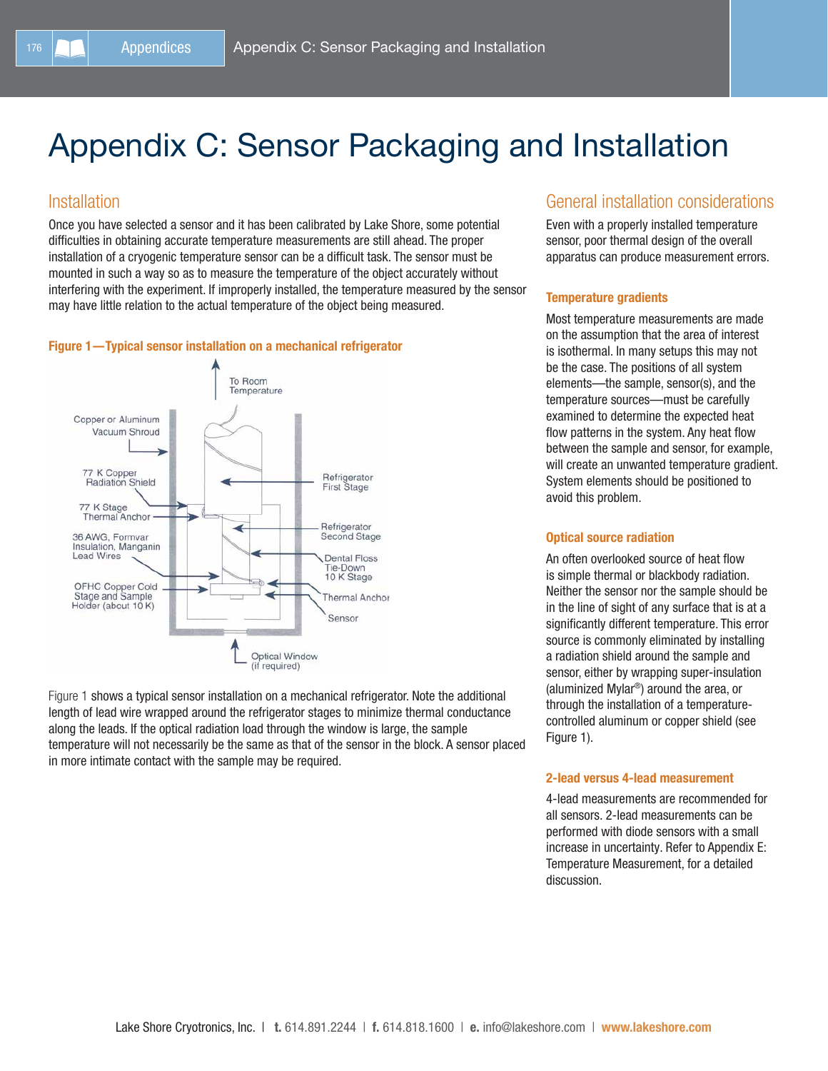# Appendix C: Sensor Packaging and Installation

## Installation

Once you have selected a sensor and it has been calibrated by Lake Shore, some potential difficulties in obtaining accurate temperature measurements are still ahead. The proper installation of a cryogenic temperature sensor can be a difficult task. The sensor must be mounted in such a way so as to measure the temperature of the object accurately without interfering with the experiment. If improperly installed, the temperature measured by the sensor may have little relation to the actual temperature of the object being measured.

**Figure 1—Typical sensor installation on a mechanical refrigerator**

Figure 1 shows a typical sensor installation on a mechanical refrigerator. Note the additional length of lead wire wrapped around the refrigerator stages to minimize thermal conductance along the leads. If the optical radiation load through the window is large, the sample temperature will not necessarily be the same as that of the sensor in the block. A sensor placed in more intimate contact with the sample may be required.

## General installation considerations

Even with a properly installed temperature sensor, poor thermal design of the overall apparatus can produce measurement errors.

### Temperature gradients

Most temperature measurements are made on the assumption that the area of interest is isothermal. In many setups this may not be the case. The positions of all system elements—the sample, sensor(s), and the temperature sources—must be carefully examined to determine the expected heat flow patterns in the system. Any heat flow between the sample and sensor, for example, will create an unwanted temperature gradient. System elements should be positioned to avoid this problem.

### Optical source radiation

An often overlooked source of heat flow is simple thermal or blackbody radiation. Neither the sensor nor the sample should be in the line of sight of any surface that is at a significantly different temperature. This error source is commonly eliminated by installing a radiation shield around the sample and sensor, either by wrapping super-insulation (aluminized Mylar®) around the area, or through the installation of a temperature-controlled aluminum or copper shield (see Figure 1).

### 2-lead versus 4-lead measurement

4-lead measurements are recommended for all sensors. 2-lead measurements can be performed with diode sensors with a small increase in uncertainty. Refer to Appendix E: Temperature Measurement, for a detailed discussion.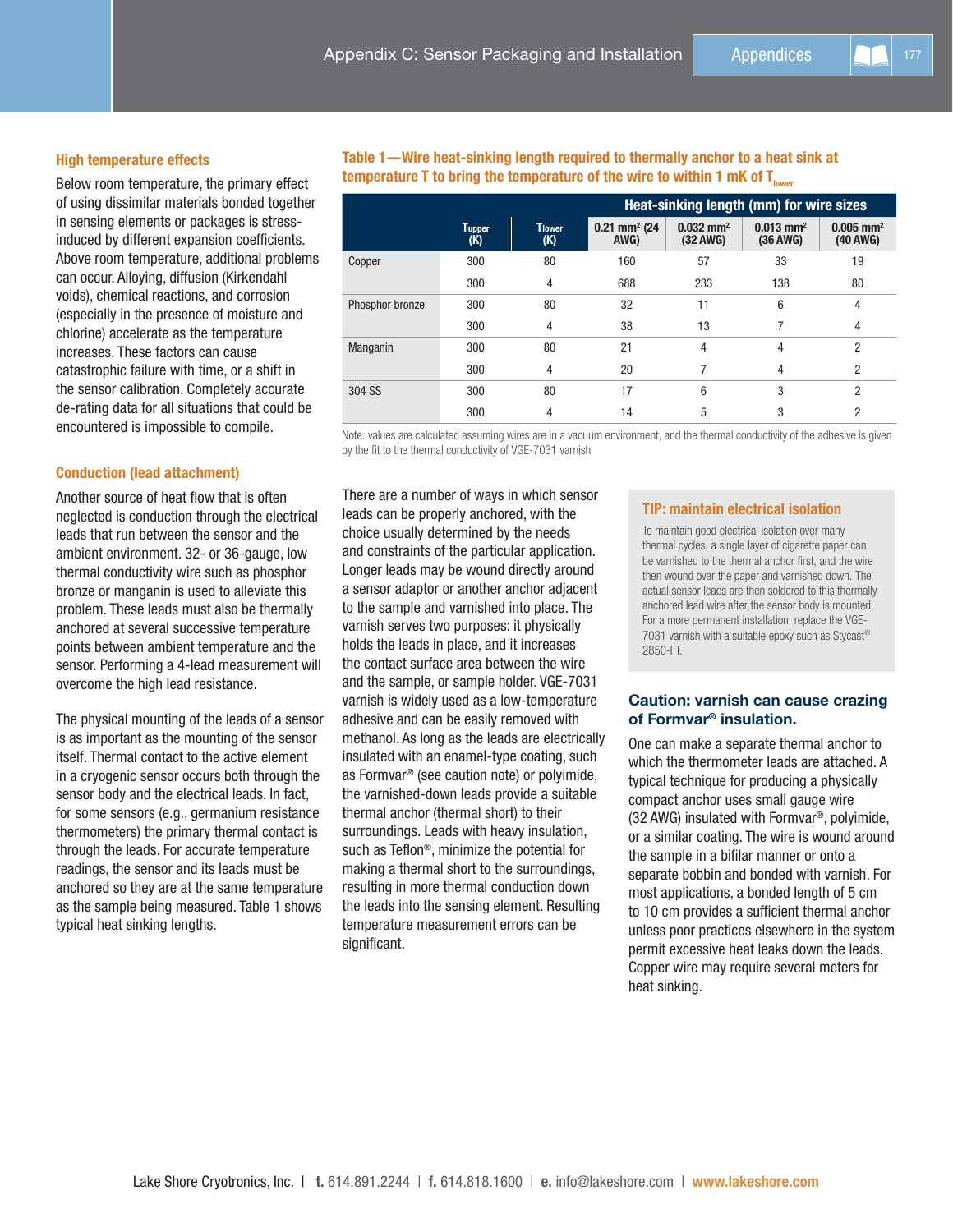## High temperature effects

Below room temperature, the primary effect of using dissimilar materials bonded together in sensing elements or packages is stress-induced by different expansion coefficients. Above room temperature, additional problems can occur. Alloying, diffusion (Kirkendahl voids), chemical reactions, and corrosion (especially in the presence of moisture and chlorine) accelerate as the temperature increases. These factors can cause catastrophic failure with time, or a shift in the sensor calibration. Completely accurate de-rating data for all situations that could be encountered is impossible to compile.

## Conduction (lead attachment)

Another source of heat flow that is often neglected is conduction through the electrical leads that run between the sensor and the ambient environment. 32- or 36-gauge, low thermal conductivity wire such as phosphor bronze or manganin is used to alleviate this problem. These leads must also be thermally anchored at several successive temperature points between ambient temperature and the sensor. Performing a 4-lead measurement will overcome the high lead resistance.

The physical mounting of the leads of a sensor is as important as the mounting of the sensor itself. Thermal contact to the active element in a cryogenic sensor occurs both through the sensor body and the electrical leads. In fact, for some sensors (e.g., germanium resistance thermometers) the primary thermal contact is through the leads. For accurate temperature readings, the sensor and its leads must be anchored so they are at the same temperature as the sample being measured. Table 1 shows typical heat sinking lengths.

**Table 1—Wire heat-sinking length required to thermally anchor to a heat sink at temperature T to bring the temperature of the wire to within 1 mK of $T_{lower}$**

| | | | Heat-sinking length (mm) for wire sizes | | | |
|---|---|---|---|---|---|---|
| | $T_{upper}$ (K) | $T_{lower}$ (K) | 0.21 mm² (24 AWG) | 0.032 mm² (32 AWG) | 0.013 mm² (36 AWG) | 0.005 mm² (40 AWG) |
| Copper | 300 | 80 | 160 | 57 | 33 | 19 |
| | 300 | 4 | 688 | 233 | 138 | 80 |
| Phosphor bronze | 300 | 80 | 32 | 11 | 6 | 4 |
| | 300 | 4 | 38 | 13 | 7 | 4 |
| Manganin | 300 | 80 | 21 | 4 | 4 | 2 |
| | 300 | 4 | 20 | 7 | 4 | 2 |
| 304 SS | 300 | 80 | 17 | 6 | 3 | 2 |
| | 300 | 4 | 14 | 5 | 3 | 2 |

Note: values are calculated assuming wires are in a vacuum environment, and the thermal conductivity of the adhesive is given by the fit to the thermal conductivity of VGE-7031 varnish

There are a number of ways in which sensor leads can be properly anchored, with the choice usually determined by the needs and constraints of the particular application. Longer leads may be wound directly around a sensor adaptor or another anchor adjacent to the sample and varnished into place. The varnish serves two purposes: it physically holds the leads in place, and it increases the contact surface area between the wire and the sample, or sample holder. VGE-7031 varnish is widely used as a low-temperature adhesive and can be easily removed with methanol. As long as the leads are electrically insulated with an enamel-type coating, such as Formvar® (see caution note) or polyimide, the varnished-down leads provide a suitable thermal anchor (thermal short) to their surroundings. Leads with heavy insulation, such as Teflon®, minimize the potential for making a thermal short to the surroundings, resulting in more thermal conduction down the leads into the sensing element. Resulting temperature measurement errors can be significant.

### TIP: maintain electrical isolation

To maintain good electrical isolation over many thermal cycles, a single layer of cigarette paper can be varnished to the thermal anchor first, and the wire then wound over the paper and varnished down. The actual sensor leads are then soldered to this thermally anchored lead wire after the sensor body is mounted. For a more permanent installation, replace the VGE-7031 varnish with a suitable epoxy such as Stycast® 2850-FT.

### Caution: varnish can cause crazing of Formvar® insulation.

One can make a separate thermal anchor to which the thermometer leads are attached. A typical technique for producing a physically compact anchor uses small gauge wire (32 AWG) insulated with Formvar®, polyimide, or a similar coating. The wire is wound around the sample in a bifilar manner or onto a separate bobbin and bonded with varnish. For most applications, a bonded length of 5 cm to 10 cm provides a sufficient thermal anchor unless poor practices elsewhere in the system permit excessive heat leaks down the leads. Copper wire may require several meters for heat sinking.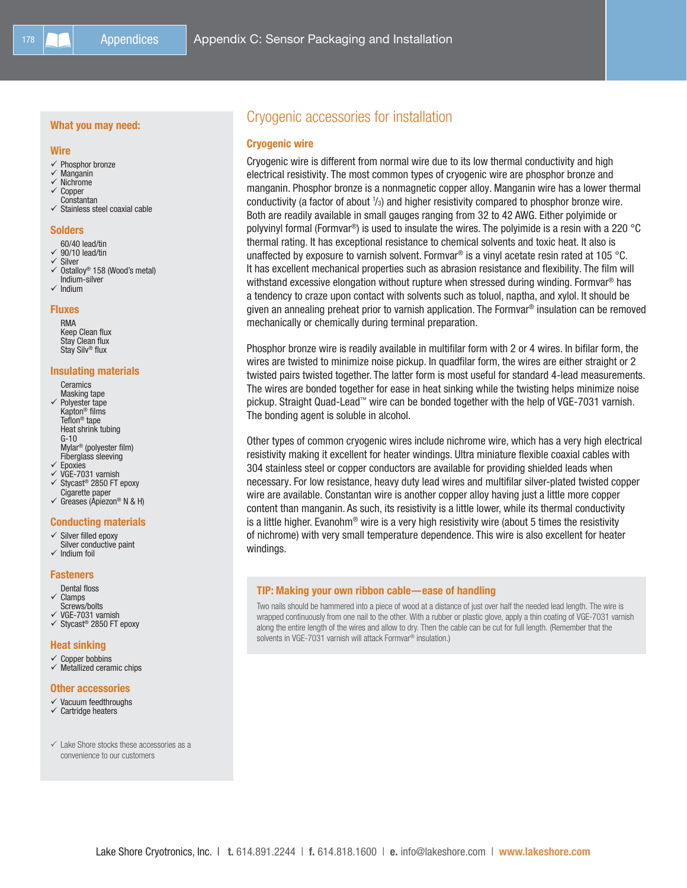## What you may need:

### Wire

- ✓ Phosphor bronze
- ✓ Manganin
- ✓ Nichrome
- ✓ Copper
- Constantan
- ✓ Stainless steel coaxial cable

### Solders

- 60/40 lead/tin
- ✓ 90/10 lead/tin
- ✓ Silver
- ✓ Ostalloy® 158 (Wood's metal)
- Indium-silver
- ✓ Indium

### Fluxes

- RMA
- Keep Clean flux
- Stay Clean flux
- Stay Silv® flux

### Insulating materials

- Ceramics
- Masking tape
- ✓ Polyester tape
- Kapton® films
- Teflon® tape
- Heat shrink tubing
- G-10
- Mylar® (polyester film)
- Fiberglass sleeving
- ✓ Epoxies
- ✓ VGE-7031 varnish
- ✓ Stycast® 2850 FT epoxy
- Cigarette paper
- ✓ Greases (Apiezon® N & H)

### Conducting materials

- ✓ Silver filled epoxy
- Silver conductive paint
- ✓ Indium foil

### Fasteners

- Dental floss
- ✓ Clamps
- Screws/bolts
- ✓ VGE-7031 varnish
- ✓ Stycast® 2850 FT epoxy

### Heat sinking

- ✓ Copper bobbins
- ✓ Metallized ceramic chips

### Other accessories

- ✓ Vacuum feedthroughs
- ✓ Cartridge heaters

✓ Lake Shore stocks these accessories as a convenience to our customers

# Cryogenic accessories for installation

## Cryogenic wire

Cryogenic wire is different from normal wire due to its low thermal conductivity and high electrical resistivity. The most common types of cryogenic wire are phosphor bronze and manganin. Phosphor bronze is a nonmagnetic copper alloy. Manganin wire has a lower thermal conductivity (a factor of about $^1/_3$) and higher resistivity compared to phosphor bronze wire. Both are readily available in small gauges ranging from 32 to 42 AWG. Either polyimide or polyvinyl formal (Formvar®) is used to insulate the wires. The polyimide is a resin with a 220 °C thermal rating. It has exceptional resistance to chemical solvents and toxic heat. It also is unaffected by exposure to varnish solvent. Formvar® is a vinyl acetate resin rated at 105 °C. It has excellent mechanical properties such as abrasion resistance and flexibility. The film will withstand excessive elongation without rupture when stressed during winding. Formvar® has a tendency to craze upon contact with solvents such as toluol, naptha, and xylol. It should be given an annealing preheat prior to varnish application. The Formvar® insulation can be removed mechanically or chemically during terminal preparation.

Phosphor bronze wire is readily available in multifilar form with 2 or 4 wires. In bifilar form, the wires are twisted to minimize noise pickup. In quadfilar form, the wires are either straight or 2 twisted pairs twisted together. The latter form is most useful for standard 4-lead measurements. The wires are bonded together for ease in heat sinking while the twisting helps minimize noise pickup. Straight Quad-Lead™ wire can be bonded together with the help of VGE-7031 varnish. The bonding agent is soluble in alcohol.

Other types of common cryogenic wires include nichrome wire, which has a very high electrical resistivity making it excellent for heater windings. Ultra miniature flexible coaxial cables with 304 stainless steel or copper conductors are available for providing shielded leads when necessary. For low resistance, heavy duty lead wires and multifilar silver-plated twisted copper wire are available. Constantan wire is another copper alloy having just a little more copper content than manganin. As such, its resistivity is a little lower, while its thermal conductivity is a little higher. Evanohm® wire is a very high resistivity wire (about 5 times the resistivity of nichrome) with very small temperature dependence. This wire is also excellent for heater windings.

### TIP: Making your own ribbon cable—ease of handling

Two nails should be hammered into a piece of wood at a distance of just over half the needed lead length. The wire is wrapped continuously from one nail to the other. With a rubber or plastic glove, apply a thin coating of VGE-7031 varnish along the entire length of the wires and allow to dry. Then the cable can be cut for full length. (Remember that the solvents in VGE-7031 varnish will attack Formvar® insulation.)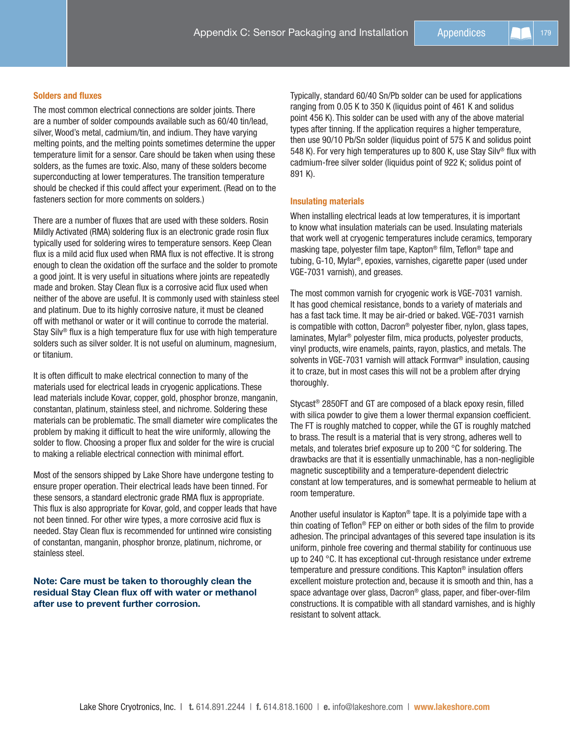### Solders and fluxes

The most common electrical connections are solder joints. There are a number of solder compounds available such as 60/40 tin/lead, silver, Wood's metal, cadmium/tin, and indium. They have varying melting points, and the melting points sometimes determine the upper temperature limit for a sensor. Care should be taken when using these solders, as the fumes are toxic. Also, many of these solders become superconducting at lower temperatures. The transition temperature should be checked if this could affect your experiment. (Read on to the fasteners section for more comments on solders.)

There are a number of fluxes that are used with these solders. Rosin Mildly Activated (RMA) soldering flux is an electronic grade rosin flux typically used for soldering wires to temperature sensors. Keep Clean flux is a mild acid flux used when RMA flux is not effective. It is strong enough to clean the oxidation off the surface and the solder to promote a good joint. It is very useful in situations where joints are repeatedly made and broken. Stay Clean flux is a corrosive acid flux used when neither of the above are useful. It is commonly used with stainless steel and platinum. Due to its highly corrosive nature, it must be cleaned off with methanol or water or it will continue to corrode the material. Stay Silv® flux is a high temperature flux for use with high temperature solders such as silver solder. It is not useful on aluminum, magnesium, or titanium.

It is often difficult to make electrical connection to many of the materials used for electrical leads in cryogenic applications. These lead materials include Kovar, copper, gold, phosphor bronze, manganin, constantan, platinum, stainless steel, and nichrome. Soldering these materials can be problematic. The small diameter wire complicates the problem by making it difficult to heat the wire uniformly, allowing the solder to flow. Choosing a proper flux and solder for the wire is crucial to making a reliable electrical connection with minimal effort.

Most of the sensors shipped by Lake Shore have undergone testing to ensure proper operation. Their electrical leads have been tinned. For these sensors, a standard electronic grade RMA flux is appropriate. This flux is also appropriate for Kovar, gold, and copper leads that have not been tinned. For other wire types, a more corrosive acid flux is needed. Stay Clean flux is recommended for untinned wire consisting of constantan, manganin, phosphor bronze, platinum, nichrome, or stainless steel.

**Note: Care must be taken to thoroughly clean the residual Stay Clean flux off with water or methanol after use to prevent further corrosion.**

Typically, standard 60/40 Sn/Pb solder can be used for applications ranging from 0.05 K to 350 K (liquidus point of 461 K and solidus point 456 K). This solder can be used with any of the above material types after tinning. If the application requires a higher temperature, then use 90/10 Pb/Sn solder (liquidus point of 575 K and solidus point 548 K). For very high temperatures up to 800 K, use Stay Silv® flux with cadmium-free silver solder (liquidus point of 922 K; solidus point of 891 K).

### Insulating materials

When installing electrical leads at low temperatures, it is important to know what insulation materials can be used. Insulating materials that work well at cryogenic temperatures include ceramics, temporary masking tape, polyester film tape, Kapton® film, Teflon® tape and tubing, G-10, Mylar®, epoxies, varnishes, cigarette paper (used under VGE-7031 varnish), and greases.

The most common varnish for cryogenic work is VGE-7031 varnish. It has good chemical resistance, bonds to a variety of materials and has a fast tack time. It may be air-dried or baked. VGE-7031 varnish is compatible with cotton, Dacron® polyester fiber, nylon, glass tapes, laminates, Mylar® polyester film, mica products, polyester products, vinyl products, wire enamels, paints, rayon, plastics, and metals. The solvents in VGE-7031 varnish will attack Formvar® insulation, causing it to craze, but in most cases this will not be a problem after drying thoroughly.

Stycast® 2850FT and GT are composed of a black epoxy resin, filled with silica powder to give them a lower thermal expansion coefficient. The FT is roughly matched to copper, while the GT is roughly matched to brass. The result is a material that is very strong, adheres well to metals, and tolerates brief exposure up to 200 °C for soldering. The drawbacks are that it is essentially unmachinable, has a non-negligible magnetic susceptibility and a temperature-dependent dielectric constant at low temperatures, and is somewhat permeable to helium at room temperature.

Another useful insulator is Kapton® tape. It is a polyimide tape with a thin coating of Teflon® FEP on either or both sides of the film to provide adhesion. The principal advantages of this severed tape insulation is its uniform, pinhole free covering and thermal stability for continuous use up to 240 °C. It has exceptional cut-through resistance under extreme temperature and pressure conditions. This Kapton® insulation offers excellent moisture protection and, because it is smooth and thin, has a space advantage over glass, Dacron® glass, paper, and fiber-over-film constructions. It is compatible with all standard varnishes, and is highly resistant to solvent attack.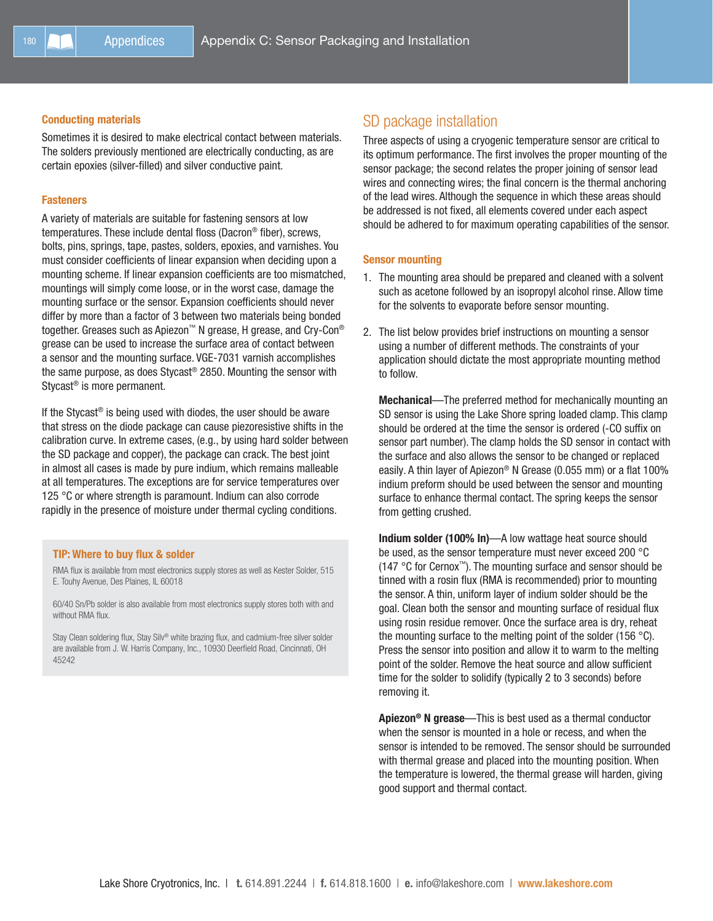### Conducting materials

Sometimes it is desired to make electrical contact between materials. The solders previously mentioned are electrically conducting, as are certain epoxies (silver-filled) and silver conductive paint.

### Fasteners

A variety of materials are suitable for fastening sensors at low temperatures. These include dental floss (Dacron® fiber), screws, bolts, pins, springs, tape, pastes, solders, epoxies, and varnishes. You must consider coefficients of linear expansion when deciding upon a mounting scheme. If linear expansion coefficients are too mismatched, mountings will simply come loose, or in the worst case, damage the mounting surface or the sensor. Expansion coefficients should never differ by more than a factor of 3 between two materials being bonded together. Greases such as Apiezon™ N grease, H grease, and Cry-Con® grease can be used to increase the surface area of contact between a sensor and the mounting surface. VGE-7031 varnish accomplishes the same purpose, as does Stycast® 2850. Mounting the sensor with Stycast® is more permanent.

If the Stycast® is being used with diodes, the user should be aware that stress on the diode package can cause piezoresistive shifts in the calibration curve. In extreme cases, (e.g., by using hard solder between the SD package and copper), the package can crack. The best joint in almost all cases is made by pure indium, which remains malleable at all temperatures. The exceptions are for service temperatures over 125 °C or where strength is paramount. Indium can also corrode rapidly in the presence of moisture under thermal cycling conditions.

> **TIP: Where to buy flux & solder**
>
> RMA flux is available from most electronics supply stores as well as Kester Solder, 515 E. Touhy Avenue, Des Plaines, IL 60018
>
> 60/40 Sn/Pb solder is also available from most electronics supply stores both with and without RMA flux.
>
> Stay Clean soldering flux, Stay Silv® white brazing flux, and cadmium-free silver solder are available from J. W. Harris Company, Inc., 10930 Deerfield Road, Cincinnati, OH 45242

## SD package installation

Three aspects of using a cryogenic temperature sensor are critical to its optimum performance. The first involves the proper mounting of the sensor package; the second relates the proper joining of sensor lead wires and connecting wires; the final concern is the thermal anchoring of the lead wires. Although the sequence in which these areas should be addressed is not fixed, all elements covered under each aspect should be adhered to for maximum operating capabilities of the sensor.

### Sensor mounting

1. The mounting area should be prepared and cleaned with a solvent such as acetone followed by an isopropyl alcohol rinse. Allow time for the solvents to evaporate before sensor mounting.

2. The list below provides brief instructions on mounting a sensor using a number of different methods. The constraints of your application should dictate the most appropriate mounting method to follow.

   **Mechanical**—The preferred method for mechanically mounting an SD sensor is using the Lake Shore spring loaded clamp. This clamp should be ordered at the time the sensor is ordered (-CO suffix on sensor part number). The clamp holds the SD sensor in contact with the surface and also allows the sensor to be changed or replaced easily. A thin layer of Apiezon® N Grease (0.055 mm) or a flat 100% indium preform should be used between the sensor and mounting surface to enhance thermal contact. The spring keeps the sensor from getting crushed.

   **Indium solder (100% In)**—A low wattage heat source should be used, as the sensor temperature must never exceed 200 °C (147 °C for Cernox™). The mounting surface and sensor should be tinned with a rosin flux (RMA is recommended) prior to mounting the sensor. A thin, uniform layer of indium solder should be the goal. Clean both the sensor and mounting surface of residual flux using rosin residue remover. Once the surface area is dry, reheat the mounting surface to the melting point of the solder (156 °C). Press the sensor into position and allow it to warm to the melting point of the solder. Remove the heat source and allow sufficient time for the solder to solidify (typically 2 to 3 seconds) before removing it.

   **Apiezon® N grease**—This is best used as a thermal conductor when the sensor is mounted in a hole or recess, and when the sensor is intended to be removed. The sensor should be surrounded with thermal grease and placed into the mounting position. When the temperature is lowered, the thermal grease will harden, giving good support and thermal contact.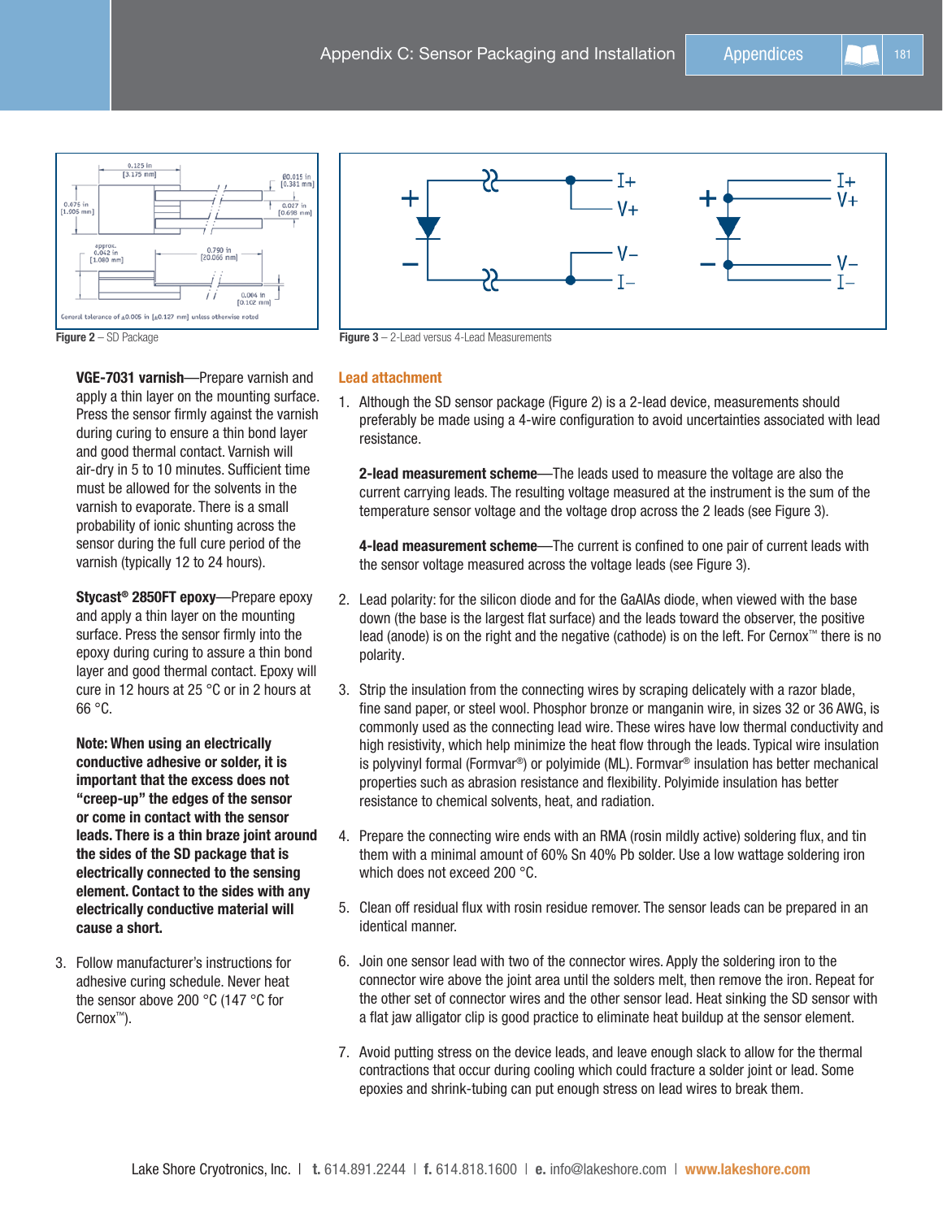Figure 2 – SD Package

Figure 3 – 2-Lead versus 4-Lead Measurements

**VGE-7031 varnish**—Prepare varnish and apply a thin layer on the mounting surface. Press the sensor firmly against the varnish during curing to ensure a thin bond layer and good thermal contact. Varnish will air-dry in 5 to 10 minutes. Sufficient time must be allowed for the solvents in the varnish to evaporate. There is a small probability of ionic shunting across the sensor during the full cure period of the varnish (typically 12 to 24 hours).

**Stycast® 2850FT epoxy**—Prepare epoxy and apply a thin layer on the mounting surface. Press the sensor firmly into the epoxy during curing to assure a thin bond layer and good thermal contact. Epoxy will cure in 12 hours at 25 °C or in 2 hours at 66 °C.

**Note: When using an electrically conductive adhesive or solder, it is important that the excess does not "creep-up" the edges of the sensor or come in contact with the sensor leads. There is a thin braze joint around the sides of the SD package that is electrically connected to the sensing element. Contact to the sides with any electrically conductive material will cause a short.**

3. Follow manufacturer's instructions for adhesive curing schedule. Never heat the sensor above 200 °C (147 °C for Cernox™).

### Lead attachment

1. Although the SD sensor package (Figure 2) is a 2-lead device, measurements should preferably be made using a 4-wire configuration to avoid uncertainties associated with lead resistance.

   **2-lead measurement scheme**—The leads used to measure the voltage are also the current carrying leads. The resulting voltage measured at the instrument is the sum of the temperature sensor voltage and the voltage drop across the 2 leads (see Figure 3).

   **4-lead measurement scheme**—The current is confined to one pair of current leads with the sensor voltage measured across the voltage leads (see Figure 3).

2. Lead polarity: for the silicon diode and for the GaAlAs diode, when viewed with the base down (the base is the largest flat surface) and the leads toward the observer, the positive lead (anode) is on the right and the negative (cathode) is on the left. For Cernox™ there is no polarity.

3. Strip the insulation from the connecting wires by scraping delicately with a razor blade, fine sand paper, or steel wool. Phosphor bronze or manganin wire, in sizes 32 or 36 AWG, is commonly used as the connecting lead wire. These wires have low thermal conductivity and high resistivity, which help minimize the heat flow through the leads. Typical wire insulation is polyvinyl formal (Formvar®) or polyimide (ML). Formvar® insulation has better mechanical properties such as abrasion resistance and flexibility. Polyimide insulation has better resistance to chemical solvents, heat, and radiation.

4. Prepare the connecting wire ends with an RMA (rosin mildly active) soldering flux, and tin them with a minimal amount of 60% Sn 40% Pb solder. Use a low wattage soldering iron which does not exceed 200 °C.

5. Clean off residual flux with rosin residue remover. The sensor leads can be prepared in an identical manner.

6. Join one sensor lead with two of the connector wires. Apply the soldering iron to the connector wire above the joint area until the solders melt, then remove the iron. Repeat for the other set of connector wires and the other sensor lead. Heat sinking the SD sensor with a flat jaw alligator clip is good practice to eliminate heat buildup at the sensor element.

7. Avoid putting stress on the device leads, and leave enough slack to allow for the thermal contractions that occur during cooling which could fracture a solder joint or lead. Some epoxies and shrink-tubing can put enough stress on lead wires to break them.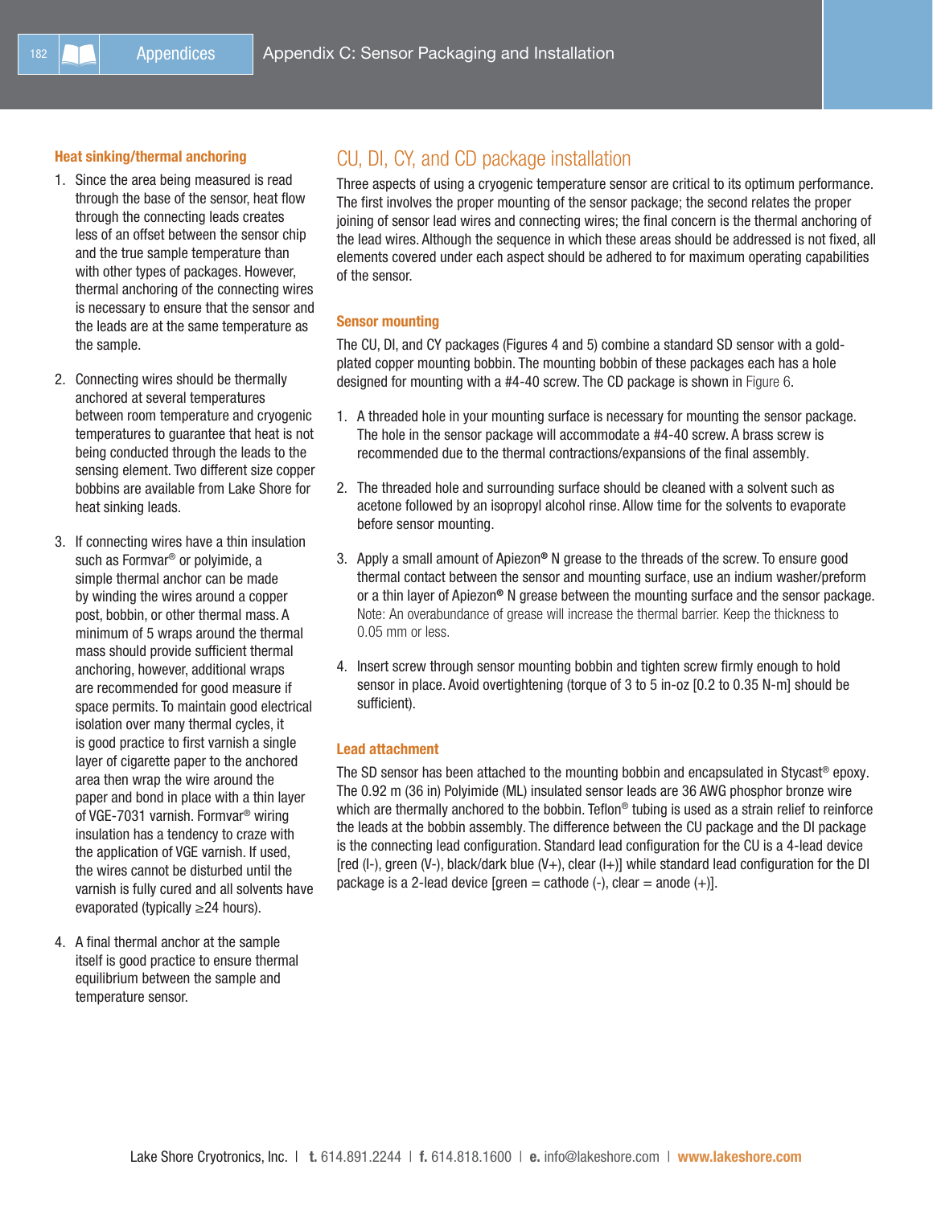#### Heat sinking/thermal anchoring

1. Since the area being measured is read through the base of the sensor, heat flow through the connecting leads creates less of an offset between the sensor chip and the true sample temperature than with other types of packages. However, thermal anchoring of the connecting wires is necessary to ensure that the sensor and the leads are at the same temperature as the sample.

2. Connecting wires should be thermally anchored at several temperatures between room temperature and cryogenic temperatures to guarantee that heat is not being conducted through the leads to the sensing element. Two different size copper bobbins are available from Lake Shore for heat sinking leads.

3. If connecting wires have a thin insulation such as Formvar® or polyimide, a simple thermal anchor can be made by winding the wires around a copper post, bobbin, or other thermal mass. A minimum of 5 wraps around the thermal mass should provide sufficient thermal anchoring, however, additional wraps are recommended for good measure if space permits. To maintain good electrical isolation over many thermal cycles, it is good practice to first varnish a single layer of cigarette paper to the anchored area then wrap the wire around the paper and bond in place with a thin layer of VGE-7031 varnish. Formvar® wiring insulation has a tendency to craze with the application of VGE varnish. If used, the wires cannot be disturbed until the varnish is fully cured and all solvents have evaporated (typically ≥24 hours).

4. A final thermal anchor at the sample itself is good practice to ensure thermal equilibrium between the sample and temperature sensor.

## CU, DI, CY, and CD package installation

Three aspects of using a cryogenic temperature sensor are critical to its optimum performance. The first involves the proper mounting of the sensor package; the second relates the proper joining of sensor lead wires and connecting wires; the final concern is the thermal anchoring of the lead wires. Although the sequence in which these areas should be addressed is not fixed, all elements covered under each aspect should be adhered to for maximum operating capabilities of the sensor.

#### Sensor mounting

The CU, DI, and CY packages (Figures 4 and 5) combine a standard SD sensor with a gold-plated copper mounting bobbin. The mounting bobbin of these packages each has a hole designed for mounting with a #4-40 screw. The CD package is shown in Figure 6.

1. A threaded hole in your mounting surface is necessary for mounting the sensor package. The hole in the sensor package will accommodate a #4-40 screw. A brass screw is recommended due to the thermal contractions/expansions of the final assembly.

2. The threaded hole and surrounding surface should be cleaned with a solvent such as acetone followed by an isopropyl alcohol rinse. Allow time for the solvents to evaporate before sensor mounting.

3. Apply a small amount of Apiezon® N grease to the threads of the screw. To ensure good thermal contact between the sensor and mounting surface, use an indium washer/preform or a thin layer of Apiezon® N grease between the mounting surface and the sensor package. Note: An overabundance of grease will increase the thermal barrier. Keep the thickness to 0.05 mm or less.

4. Insert screw through sensor mounting bobbin and tighten screw firmly enough to hold sensor in place. Avoid overtightening (torque of 3 to 5 in-oz [0.2 to 0.35 N-m] should be sufficient).

#### Lead attachment

The SD sensor has been attached to the mounting bobbin and encapsulated in Stycast® epoxy. The 0.92 m (36 in) Polyimide (ML) insulated sensor leads are 36 AWG phosphor bronze wire which are thermally anchored to the bobbin. Teflon® tubing is used as a strain relief to reinforce the leads at the bobbin assembly. The difference between the CU package and the DI package is the connecting lead configuration. Standard lead configuration for the CU is a 4-lead device [red (I-), green (V-), black/dark blue (V+), clear (I+)] while standard lead configuration for the DI package is a 2-lead device [green = cathode (-), clear = anode (+)].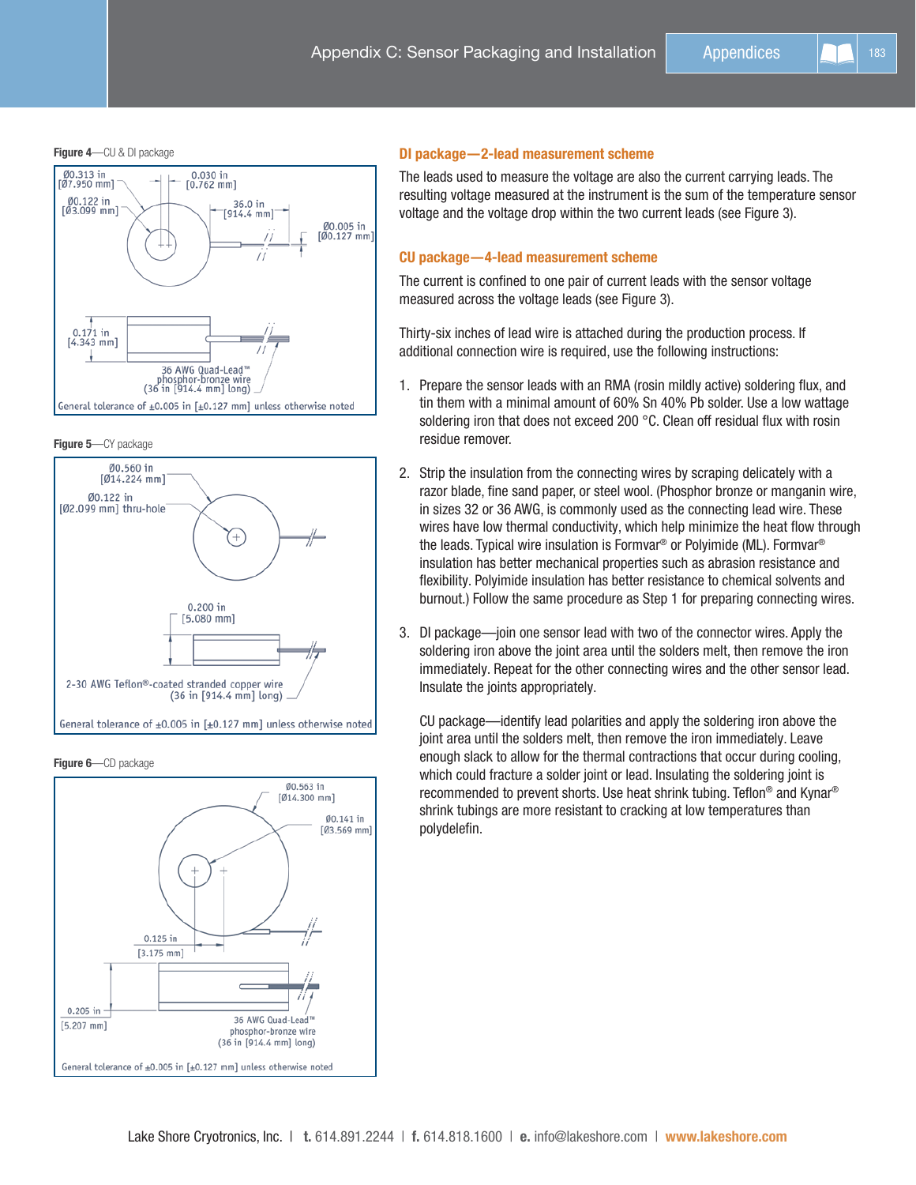**Figure 4**—CU & DI package

Ø0.313 in [Ø7.950 mm]
0.030 in [0.762 mm]
Ø0.122 in [Ø3.099 mm]
36.0 in [914.4 mm]
Ø0.005 in [Ø0.127 mm]
0.171 in [4.343 mm]
36 AWG Quad-Lead™ phosphor-bronze wire (36 in [914.4 mm] long)
General tolerance of ±0.005 in [±0.127 mm] unless otherwise noted

**Figure 5**—CY package

Ø0.560 in [Ø14.224 mm]
Ø0.122 in [Ø2.099 mm] thru-hole
0.200 in [5.080 mm]
2-30 AWG Teflon®-coated stranded copper wire (36 in [914.4 mm] long)
General tolerance of ±0.005 in [±0.127 mm] unless otherwise noted

**Figure 6**—CD package

Ø0.563 in [Ø14.300 mm]
Ø0.141 in [Ø3.569 mm]
0.125 in [3.175 mm]
0.205 in [5.207 mm]
36 AWG Quad-Lead™ phosphor-bronze wire (36 in [914.4 mm] long)
General tolerance of ±0.005 in [±0.127 mm] unless otherwise noted

## DI package—2-lead measurement scheme

The leads used to measure the voltage are also the current carrying leads. The resulting voltage measured at the instrument is the sum of the temperature sensor voltage and the voltage drop within the two current leads (see Figure 3).

## CU package—4-lead measurement scheme

The current is confined to one pair of current leads with the sensor voltage measured across the voltage leads (see Figure 3).

Thirty-six inches of lead wire is attached during the production process. If additional connection wire is required, use the following instructions:

1. Prepare the sensor leads with an RMA (rosin mildly active) soldering flux, and tin them with a minimal amount of 60% Sn 40% Pb solder. Use a low wattage soldering iron that does not exceed 200 °C. Clean off residual flux with rosin residue remover.

2. Strip the insulation from the connecting wires by scraping delicately with a razor blade, fine sand paper, or steel wool. (Phosphor bronze or manganin wire, in sizes 32 or 36 AWG, is commonly used as the connecting lead wire. These wires have low thermal conductivity, which help minimize the heat flow through the leads. Typical wire insulation is Formvar® or Polyimide (ML). Formvar® insulation has better mechanical properties such as abrasion resistance and flexibility. Polyimide insulation has better resistance to chemical solvents and burnout.) Follow the same procedure as Step 1 for preparing connecting wires.

3. DI package—join one sensor lead with two of the connector wires. Apply the soldering iron above the joint area until the solders melt, then remove the iron immediately. Repeat for the other connecting wires and the other sensor lead. Insulate the joints appropriately.

   CU package—identify lead polarities and apply the soldering iron above the joint area until the solders melt, then remove the iron immediately. Leave enough slack to allow for the thermal contractions that occur during cooling, which could fracture a solder joint or lead. Insulating the soldering joint is recommended to prevent shorts. Use heat shrink tubing. Teflon® and Kynar® shrink tubings are more resistant to cracking at low temperatures than polydelefin.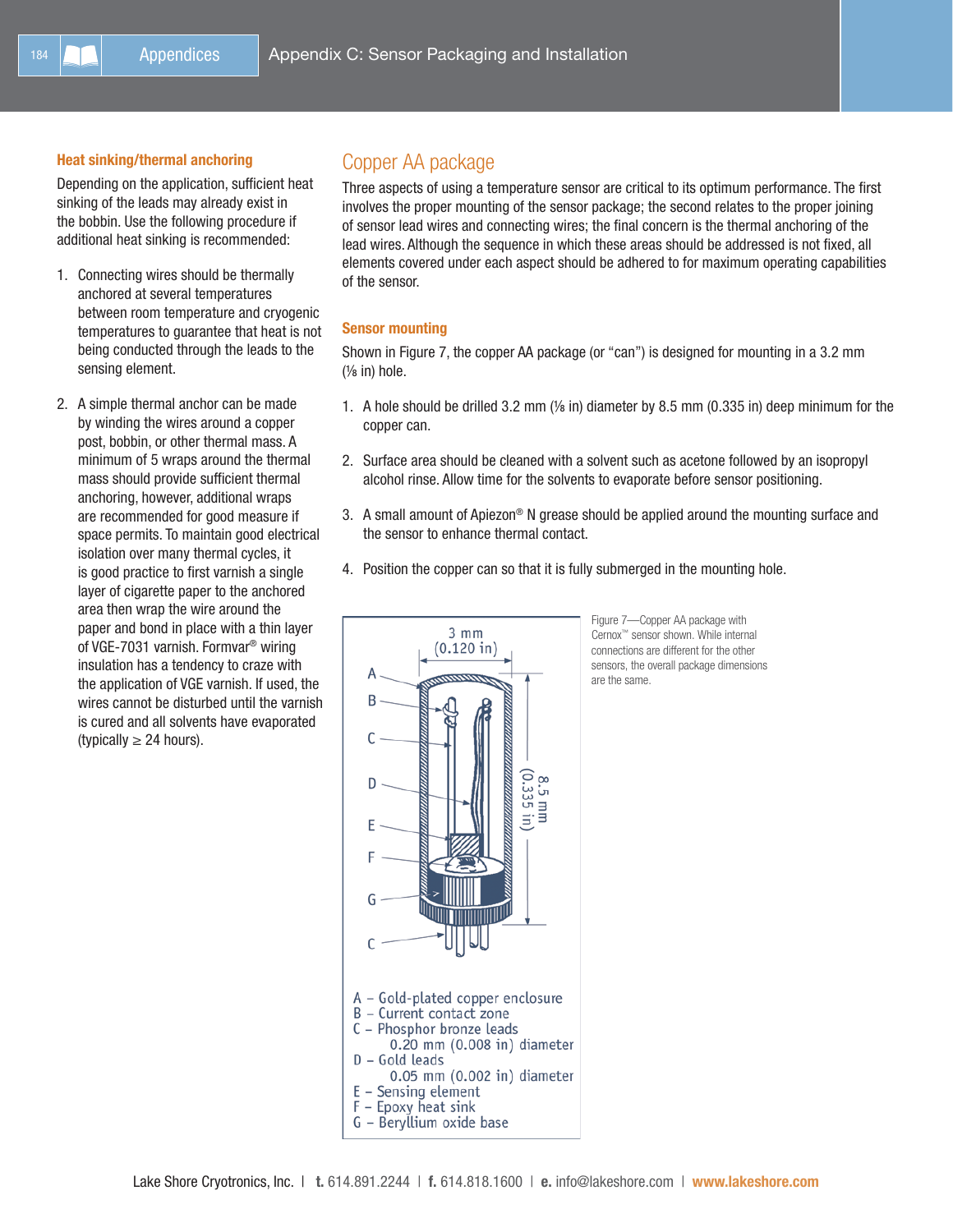### Heat sinking/thermal anchoring

Depending on the application, sufficient heat sinking of the leads may already exist in the bobbin. Use the following procedure if additional heat sinking is recommended:

1. Connecting wires should be thermally anchored at several temperatures between room temperature and cryogenic temperatures to guarantee that heat is not being conducted through the leads to the sensing element.

2. A simple thermal anchor can be made by winding the wires around a copper post, bobbin, or other thermal mass. A minimum of 5 wraps around the thermal mass should provide sufficient thermal anchoring, however, additional wraps are recommended for good measure if space permits. To maintain good electrical isolation over many thermal cycles, it is good practice to first varnish a single layer of cigarette paper to the anchored area then wrap the wire around the paper and bond in place with a thin layer of VGE-7031 varnish. Formvar® wiring insulation has a tendency to craze with the application of VGE varnish. If used, the wires cannot be disturbed until the varnish is cured and all solvents have evaporated (typically ≥ 24 hours).

## Copper AA package

Three aspects of using a temperature sensor are critical to its optimum performance. The first involves the proper mounting of the sensor package; the second relates to the proper joining of sensor lead wires and connecting wires; the final concern is the thermal anchoring of the lead wires. Although the sequence in which these areas should be addressed is not fixed, all elements covered under each aspect should be adhered to for maximum operating capabilities of the sensor.

### Sensor mounting

Shown in Figure 7, the copper AA package (or "can") is designed for mounting in a 3.2 mm (⅛ in) hole.

1. A hole should be drilled 3.2 mm (⅛ in) diameter by 8.5 mm (0.335 in) deep minimum for the copper can.

2. Surface area should be cleaned with a solvent such as acetone followed by an isopropyl alcohol rinse. Allow time for the solvents to evaporate before sensor positioning.

3. A small amount of Apiezon® N grease should be applied around the mounting surface and the sensor to enhance thermal contact.

4. Position the copper can so that it is fully submerged in the mounting hole.

3 mm (0.120 in)

8.5 mm (0.335 in)

A – Gold-plated copper enclosure
B – Current contact zone
C – Phosphor bronze leads 0.20 mm (0.008 in) diameter
D – Gold leads 0.05 mm (0.002 in) diameter
E – Sensing element
F – Epoxy heat sink
G – Beryllium oxide base

Figure 7—Copper AA package with Cernox™ sensor shown. While internal connections are different for the other sensors, the overall package dimensions are the same.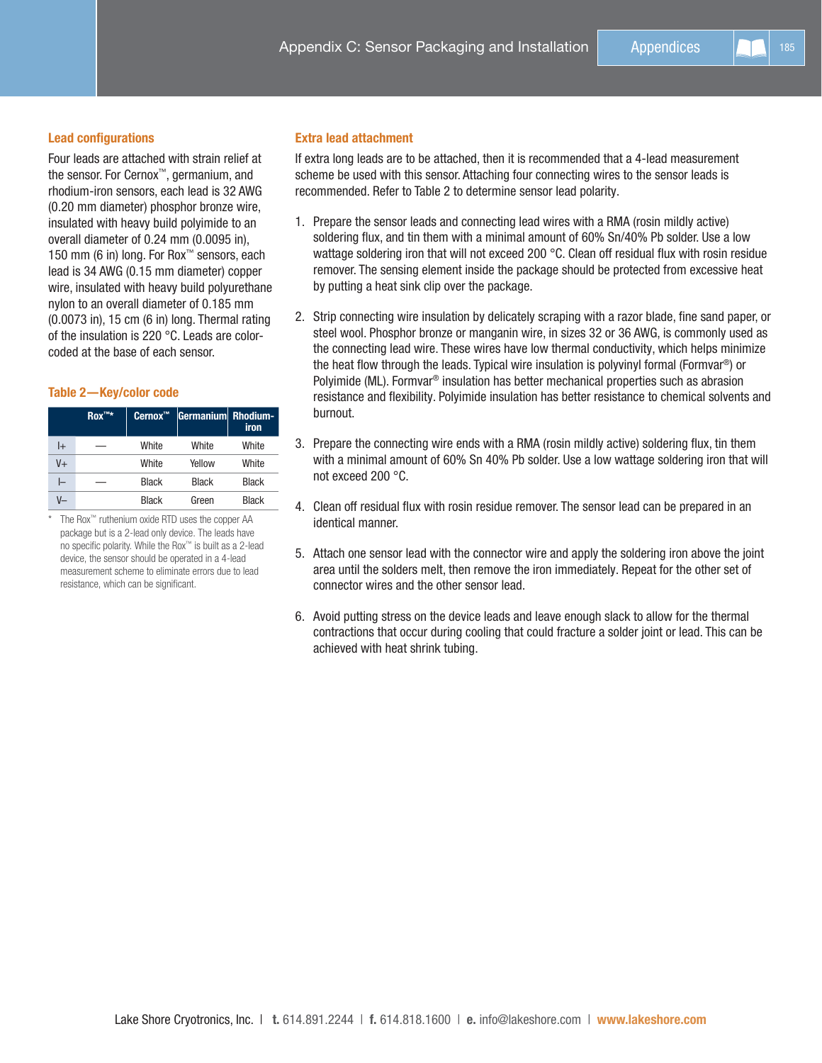### Lead configurations

Four leads are attached with strain relief at the sensor. For Cernox™, germanium, and rhodium-iron sensors, each lead is 32 AWG (0.20 mm diameter) phosphor bronze wire, insulated with heavy build polyimide to an overall diameter of 0.24 mm (0.0095 in), 150 mm (6 in) long. For Rox™ sensors, each lead is 34 AWG (0.15 mm diameter) copper wire, insulated with heavy build polyurethane nylon to an overall diameter of 0.185 mm (0.0073 in), 15 cm (6 in) long. Thermal rating of the insulation is 220 °C. Leads are color-coded at the base of each sensor.

### Table 2—Key/color code

| | Rox™* | Cernox™ | Germanium | Rhodium-iron |
|---|---|---|---|---|
| I+ | — | White | White | White |
| V+ | | White | Yellow | White |
| I– | — | Black | Black | Black |
| V– | | Black | Green | Black |

\* The Rox™ ruthenium oxide RTD uses the copper AA package but is a 2-lead only device. The leads have no specific polarity. While the Rox™ is built as a 2-lead device, the sensor should be operated in a 4-lead measurement scheme to eliminate errors due to lead resistance, which can be significant.

### Extra lead attachment

If extra long leads are to be attached, then it is recommended that a 4-lead measurement scheme be used with this sensor. Attaching four connecting wires to the sensor leads is recommended. Refer to Table 2 to determine sensor lead polarity.

1. Prepare the sensor leads and connecting lead wires with a RMA (rosin mildly active) soldering flux, and tin them with a minimal amount of 60% Sn/40% Pb solder. Use a low wattage soldering iron that will not exceed 200 °C. Clean off residual flux with rosin residue remover. The sensing element inside the package should be protected from excessive heat by putting a heat sink clip over the package.

2. Strip connecting wire insulation by delicately scraping with a razor blade, fine sand paper, or steel wool. Phosphor bronze or manganin wire, in sizes 32 or 36 AWG, is commonly used as the connecting lead wire. These wires have low thermal conductivity, which helps minimize the heat flow through the leads. Typical wire insulation is polyvinyl formal (Formvar®) or Polyimide (ML). Formvar® insulation has better mechanical properties such as abrasion resistance and flexibility. Polyimide insulation has better resistance to chemical solvents and burnout.

3. Prepare the connecting wire ends with a RMA (rosin mildly active) soldering flux, tin them with a minimal amount of 60% Sn 40% Pb solder. Use a low wattage soldering iron that will not exceed 200 °C.

4. Clean off residual flux with rosin residue remover. The sensor lead can be prepared in an identical manner.

5. Attach one sensor lead with the connector wire and apply the soldering iron above the joint area until the solders melt, then remove the iron immediately. Repeat for the other set of connector wires and the other sensor lead.

6. Avoid putting stress on the device leads and leave enough slack to allow for the thermal contractions that occur during cooling that could fracture a solder joint or lead. This can be achieved with heat shrink tubing.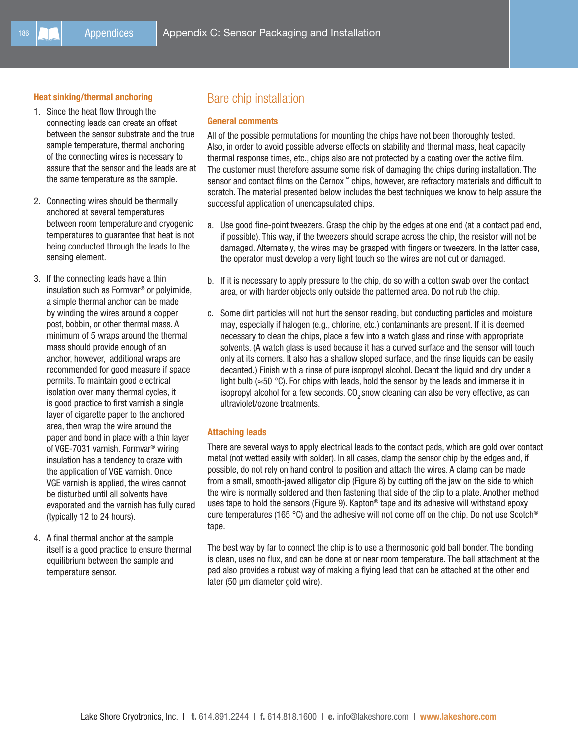### Heat sinking/thermal anchoring

1. Since the heat flow through the connecting leads can create an offset between the sensor substrate and the true sample temperature, thermal anchoring of the connecting wires is necessary to assure that the sensor and the leads are at the same temperature as the sample.

2. Connecting wires should be thermally anchored at several temperatures between room temperature and cryogenic temperatures to guarantee that heat is not being conducted through the leads to the sensing element.

3. If the connecting leads have a thin insulation such as Formvar® or polyimide, a simple thermal anchor can be made by winding the wires around a copper post, bobbin, or other thermal mass. A minimum of 5 wraps around the thermal mass should provide enough of an anchor, however, additional wraps are recommended for good measure if space permits. To maintain good electrical isolation over many thermal cycles, it is good practice to first varnish a single layer of cigarette paper to the anchored area, then wrap the wire around the paper and bond in place with a thin layer of VGE-7031 varnish. Formvar® wiring insulation has a tendency to craze with the application of VGE varnish. Once VGE varnish is applied, the wires cannot be disturbed until all solvents have evaporated and the varnish has fully cured (typically 12 to 24 hours).

4. A final thermal anchor at the sample itself is a good practice to ensure thermal equilibrium between the sample and temperature sensor.

## Bare chip installation

### General comments

All of the possible permutations for mounting the chips have not been thoroughly tested. Also, in order to avoid possible adverse effects on stability and thermal mass, heat capacity thermal response times, etc., chips also are not protected by a coating over the active film. The customer must therefore assume some risk of damaging the chips during installation. The sensor and contact films on the Cernox™ chips, however, are refractory materials and difficult to scratch. The material presented below includes the best techniques we know to help assure the successful application of unencapsulated chips.

a. Use good fine-point tweezers. Grasp the chip by the edges at one end (at a contact pad end, if possible). This way, if the tweezers should scrape across the chip, the resistor will not be damaged. Alternately, the wires may be grasped with fingers or tweezers. In the latter case, the operator must develop a very light touch so the wires are not cut or damaged.

b. If it is necessary to apply pressure to the chip, do so with a cotton swab over the contact area, or with harder objects only outside the patterned area. Do not rub the chip.

c. Some dirt particles will not hurt the sensor reading, but conducting particles and moisture may, especially if halogen (e.g., chlorine, etc.) contaminants are present. If it is deemed necessary to clean the chips, place a few into a watch glass and rinse with appropriate solvents. (A watch glass is used because it has a curved surface and the sensor will touch only at its corners. It also has a shallow sloped surface, and the rinse liquids can be easily decanted.) Finish with a rinse of pure isopropyl alcohol. Decant the liquid and dry under a light bulb (≈50 °C). For chips with leads, hold the sensor by the leads and immerse it in isopropyl alcohol for a few seconds. $CO_2$ snow cleaning can also be very effective, as can ultraviolet/ozone treatments.

### Attaching leads

There are several ways to apply electrical leads to the contact pads, which are gold over contact metal (not wetted easily with solder). In all cases, clamp the sensor chip by the edges and, if possible, do not rely on hand control to position and attach the wires. A clamp can be made from a small, smooth-jawed alligator clip (Figure 8) by cutting off the jaw on the side to which the wire is normally soldered and then fastening that side of the clip to a plate. Another method uses tape to hold the sensors (Figure 9). Kapton® tape and its adhesive will withstand epoxy cure temperatures (165 °C) and the adhesive will not come off on the chip. Do not use Scotch® tape.

The best way by far to connect the chip is to use a thermosonic gold ball bonder. The bonding is clean, uses no flux, and can be done at or near room temperature. The ball attachment at the pad also provides a robust way of making a flying lead that can be attached at the other end later (50 µm diameter gold wire).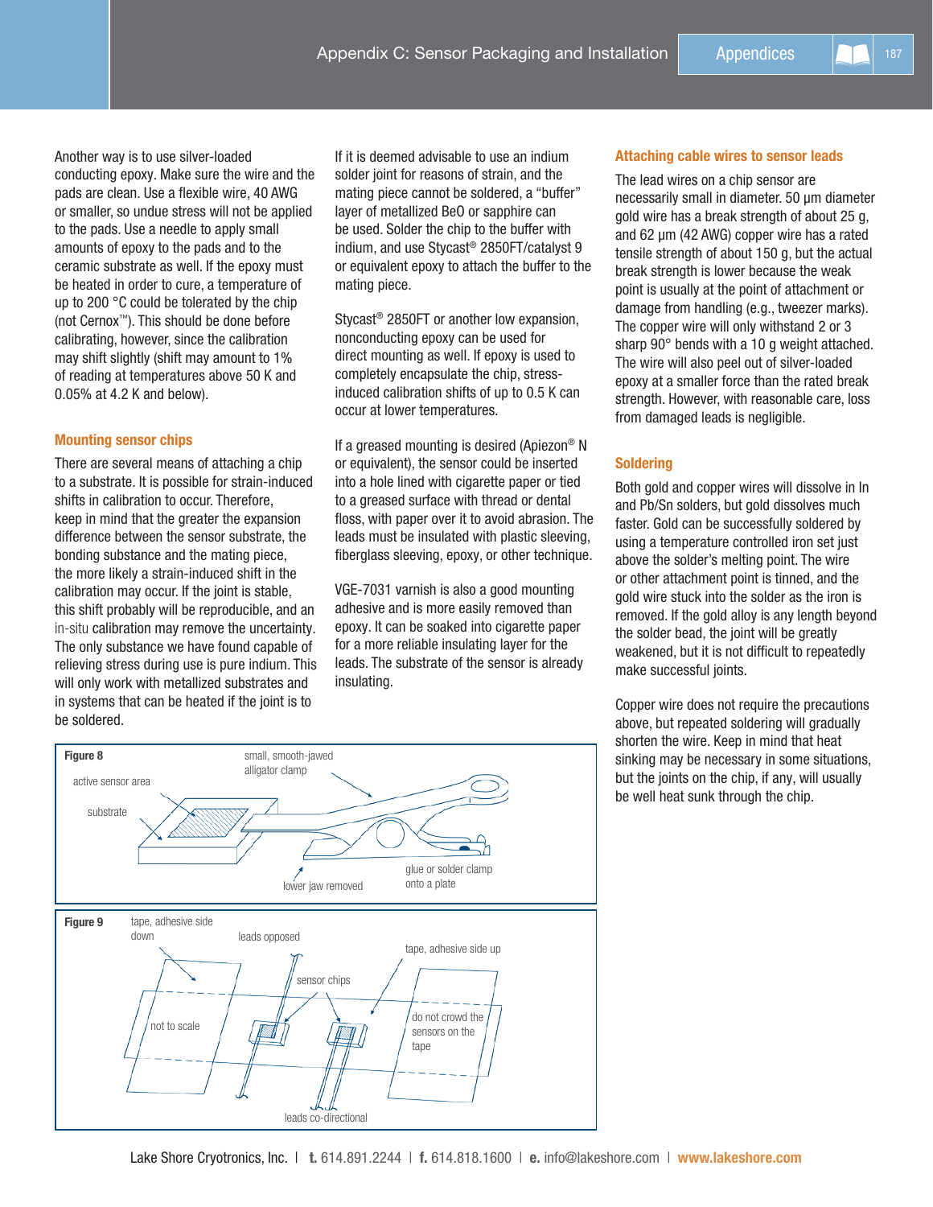Another way is to use silver-loaded conducting epoxy. Make sure the wire and the pads are clean. Use a flexible wire, 40 AWG or smaller, so undue stress will not be applied to the pads. Use a needle to apply small amounts of epoxy to the pads and to the ceramic substrate as well. If the epoxy must be heated in order to cure, a temperature of up to 200 °C could be tolerated by the chip (not Cernox™). This should be done before calibrating, however, since the calibration may shift slightly (shift may amount to 1% of reading at temperatures above 50 K and 0.05% at 4.2 K and below).

### Mounting sensor chips

There are several means of attaching a chip to a substrate. It is possible for strain-induced shifts in calibration to occur. Therefore, keep in mind that the greater the expansion difference between the sensor substrate, the bonding substance and the mating piece, the more likely a strain-induced shift in the calibration may occur. If the joint is stable, this shift probably will be reproducible, and an in-situ calibration may remove the uncertainty. The only substance we have found capable of relieving stress during use is pure indium. This will only work with metallized substrates and in systems that can be heated if the joint is to be soldered.

If it is deemed advisable to use an indium solder joint for reasons of strain, and the mating piece cannot be soldered, a "buffer" layer of metallized BeO or sapphire can be used. Solder the chip to the buffer with indium, and use Stycast® 2850FT/catalyst 9 or equivalent epoxy to attach the buffer to the mating piece.

Stycast® 2850FT or another low expansion, nonconducting epoxy can be used for direct mounting as well. If epoxy is used to completely encapsulate the chip, stress-induced calibration shifts of up to 0.5 K can occur at lower temperatures.

If a greased mounting is desired (Apiezon® N or equivalent), the sensor could be inserted into a hole lined with cigarette paper or tied to a greased surface with thread or dental floss, with paper over it to avoid abrasion. The leads must be insulated with plastic sleeving, fiberglass sleeving, epoxy, or other technique.

VGE-7031 varnish is also a good mounting adhesive and is more easily removed than epoxy. It can be soaked into cigarette paper for a more reliable insulating layer for the leads. The substrate of the sensor is already insulating.

**Figure 8** — active sensor area; substrate; small, smooth-jawed alligator clamp; lower jaw removed; glue or solder clamp onto a plate

**Figure 9** — tape, adhesive side down; leads opposed; tape, adhesive side up; sensor chips; not to scale; do not crowd the sensors on the tape; leads co-directional

### Attaching cable wires to sensor leads

The lead wires on a chip sensor are necessarily small in diameter. 50 µm diameter gold wire has a break strength of about 25 g, and 62 µm (42 AWG) copper wire has a rated tensile strength of about 150 g, but the actual break strength is lower because the weak point is usually at the point of attachment or damage from handling (e.g., tweezer marks). The copper wire will only withstand 2 or 3 sharp 90° bends with a 10 g weight attached. The wire will also peel out of silver-loaded epoxy at a smaller force than the rated break strength. However, with reasonable care, loss from damaged leads is negligible.

### Soldering

Both gold and copper wires will dissolve in In and Pb/Sn solders, but gold dissolves much faster. Gold can be successfully soldered by using a temperature controlled iron set just above the solder's melting point. The wire or other attachment point is tinned, and the gold wire stuck into the solder as the iron is removed. If the gold alloy is any length beyond the solder bead, the joint will be greatly weakened, but it is not difficult to repeatedly make successful joints.

Copper wire does not require the precautions above, but repeated soldering will gradually shorten the wire. Keep in mind that heat sinking may be necessary in some situations, but the joints on the chip, if any, will usually be well heat sunk through the chip.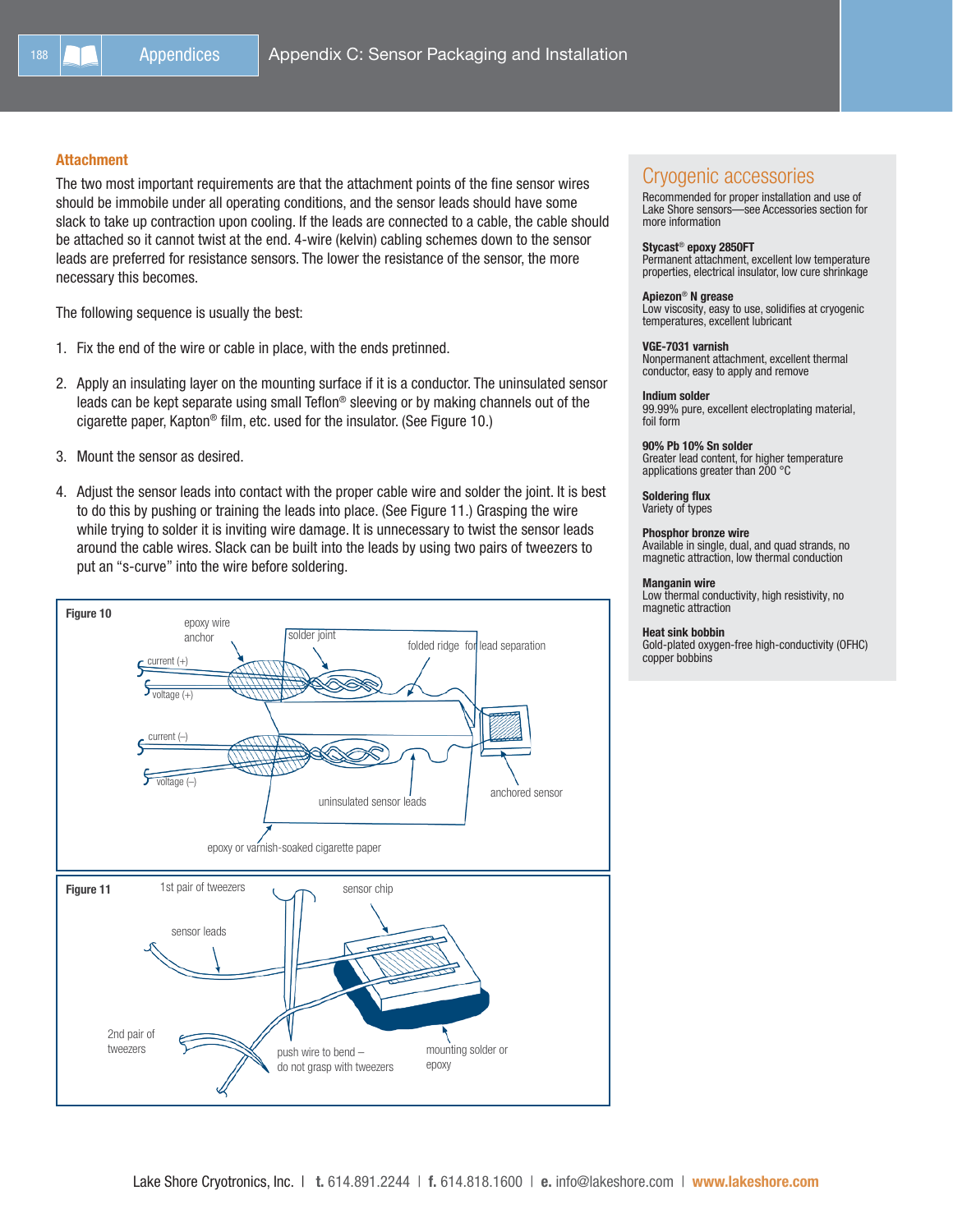### Attachment

The two most important requirements are that the attachment points of the fine sensor wires should be immobile under all operating conditions, and the sensor leads should have some slack to take up contraction upon cooling. If the leads are connected to a cable, the cable should be attached so it cannot twist at the end. 4-wire (kelvin) cabling schemes down to the sensor leads are preferred for resistance sensors. The lower the resistance of the sensor, the more necessary this becomes.

The following sequence is usually the best:

1. Fix the end of the wire or cable in place, with the ends pretinned.
2. Apply an insulating layer on the mounting surface if it is a conductor. The uninsulated sensor leads can be kept separate using small Teflon® sleeving or by making channels out of the cigarette paper, Kapton® film, etc. used for the insulator. (See Figure 10.)
3. Mount the sensor as desired.
4. Adjust the sensor leads into contact with the proper cable wire and solder the joint. It is best to do this by pushing or training the leads into place. (See Figure 11.) Grasping the wire while trying to solder it is inviting wire damage. It is unnecessary to twist the sensor leads around the cable wires. Slack can be built into the leads by using two pairs of tweezers to put an "s-curve" into the wire before soldering.

**Figure 10**

epoxy wire anchor
solder joint
folded ridge for lead separation
current (+)
voltage (+)
current (–)
voltage (–)
uninsulated sensor leads
anchored sensor
epoxy or varnish-soaked cigarette paper

**Figure 11**

1st pair of tweezers
sensor chip
sensor leads
2nd pair of tweezers
push wire to bend – do not grasp with tweezers
mounting solder or epoxy

## Cryogenic accessories

Recommended for proper installation and use of Lake Shore sensors—see Accessories section for more information

**Stycast® epoxy 2850FT**
Permanent attachment, excellent low temperature properties, electrical insulator, low cure shrinkage

**Apiezon® N grease**
Low viscosity, easy to use, solidifies at cryogenic temperatures, excellent lubricant

**VGE-7031 varnish**
Nonpermanent attachment, excellent thermal conductor, easy to apply and remove

**Indium solder**
99.99% pure, excellent electroplating material, foil form

**90% Pb 10% Sn solder**
Greater lead content, for higher temperature applications greater than 200 °C

**Soldering flux**
Variety of types

**Phosphor bronze wire**
Available in single, dual, and quad strands, no magnetic attraction, low thermal conduction

**Manganin wire**
Low thermal conductivity, high resistivity, no magnetic attraction

**Heat sink bobbin**
Gold-plated oxygen-free high-conductivity (OFHC) copper bobbins